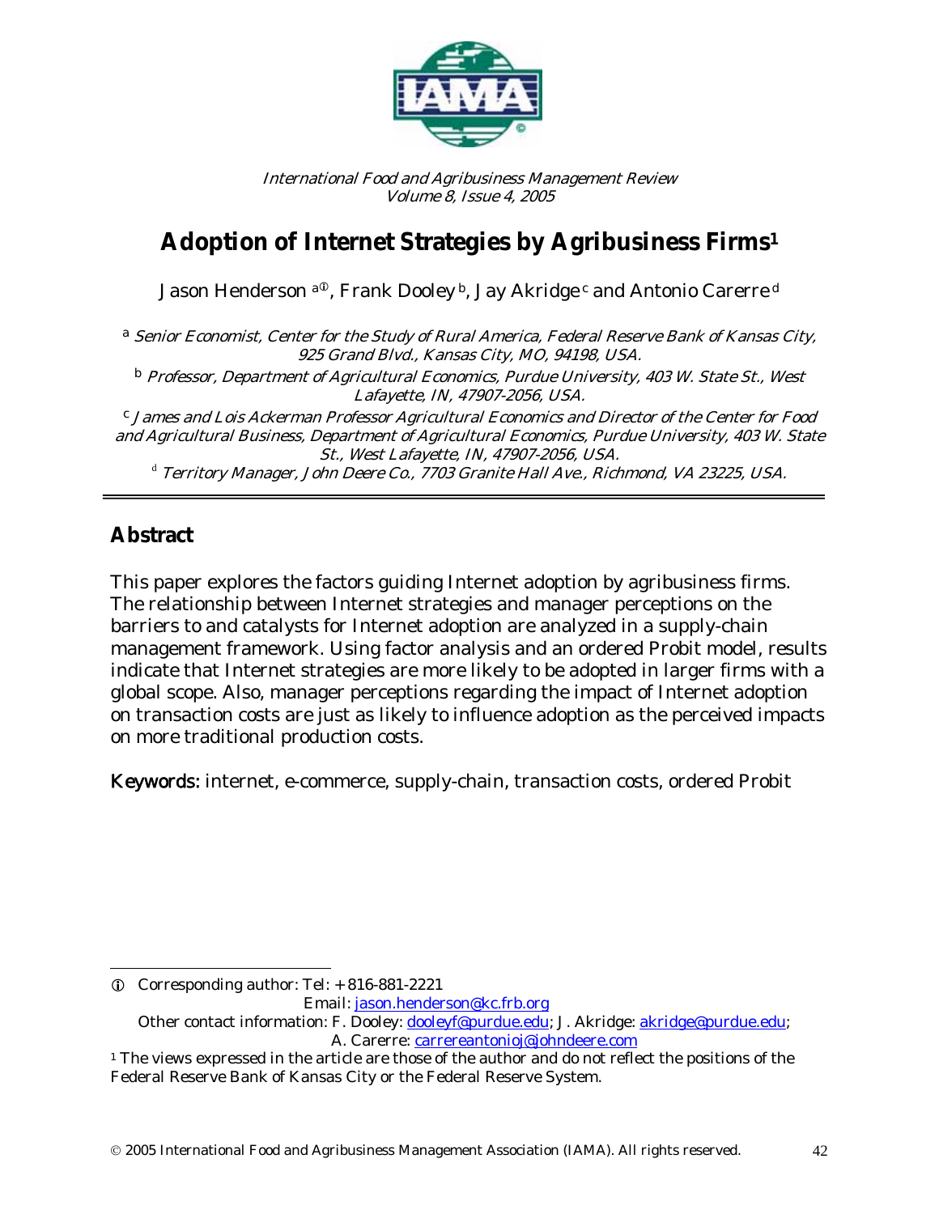International Food and Agribusiness Management Review
Volume 8, Issue 4, 2005

# Adoption of Internet Strategies by Agribusiness Firms[1]

Jason Henderson [a]ⓘ, Frank Dooley [b], Jay Akridge [c] and Antonio Carerre [d]

[a] *Senior Economist, Center for the Study of Rural America, Federal Reserve Bank of Kansas City, 925 Grand Blvd., Kansas City, MO, 94198, USA.*

[b] *Professor, Department of Agricultural Economics, Purdue University, 403 W. State St., West Lafayette, IN, 47907-2056, USA.*

[c] *James and Lois Ackerman Professor Agricultural Economics and Director of the Center for Food and Agricultural Business, Department of Agricultural Economics, Purdue University, 403 W. State St., West Lafayette, IN, 47907-2056, USA.*

[d] *Territory Manager, John Deere Co., 7703 Granite Hall Ave., Richmond, VA 23225, USA.*

## Abstract

This paper explores the factors guiding Internet adoption by agribusiness firms. The relationship between Internet strategies and manager perceptions on the barriers to and catalysts for Internet adoption are analyzed in a supply-chain management framework. Using factor analysis and an ordered Probit model, results indicate that Internet strategies are more likely to be adopted in larger firms with a global scope. Also, manager perceptions regarding the impact of Internet adoption on transaction costs are just as likely to influence adoption as the perceived impacts on more traditional production costs.

**Keywords:** internet, e-commerce, supply-chain, transaction costs, ordered Probit

---

ⓘ Corresponding author: Tel: + 816-881-2221
Email: jason.henderson@kc.frb.org
Other contact information: F. Dooley: dooleyf@purdue.edu; J. Akridge: akridge@purdue.edu; A. Carerre: carrereantonioj@johndeere.com

[1] The views expressed in the article are those of the author and do not reflect the positions of the Federal Reserve Bank of Kansas City or the Federal Reserve System.

© 2005 International Food and Agribusiness Management Association (IAMA). All rights reserved.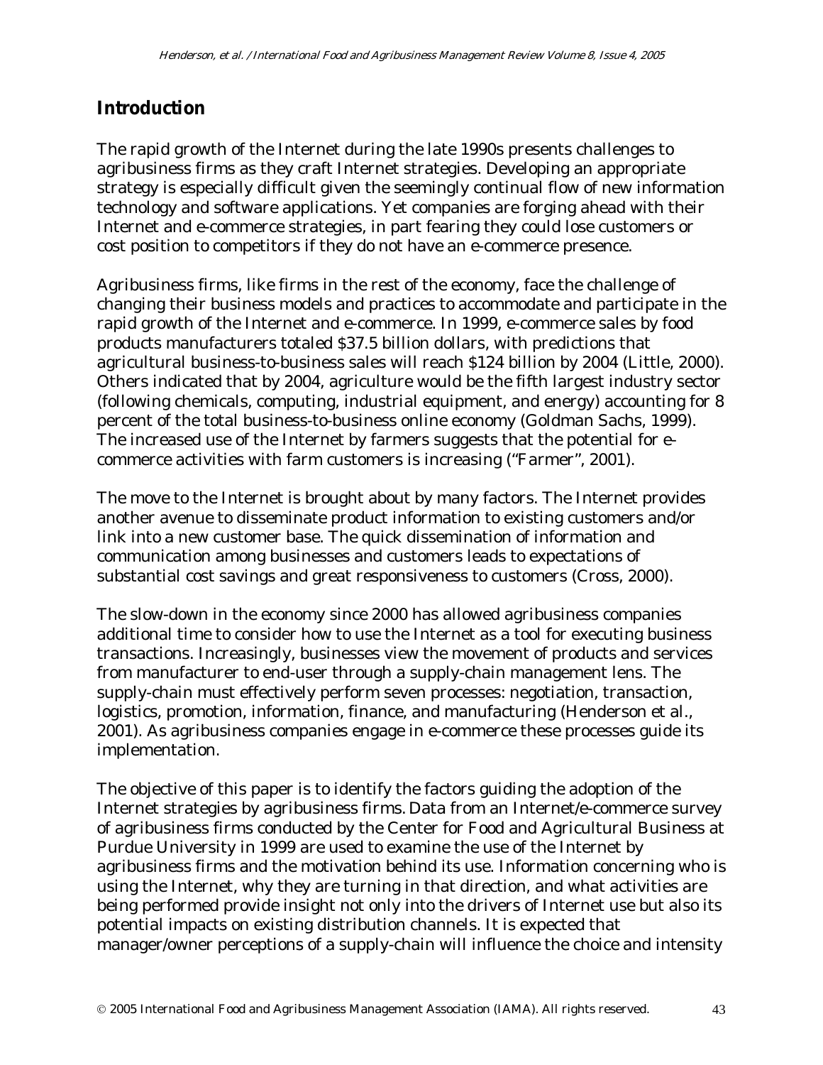## Introduction

The rapid growth of the Internet during the late 1990s presents challenges to agribusiness firms as they craft Internet strategies. Developing an appropriate strategy is especially difficult given the seemingly continual flow of new information technology and software applications. Yet companies are forging ahead with their Internet and e-commerce strategies, in part fearing they could lose customers or cost position to competitors if they do not have an e-commerce presence.

Agribusiness firms, like firms in the rest of the economy, face the challenge of changing their business models and practices to accommodate and participate in the rapid growth of the Internet and e-commerce. In 1999, e-commerce sales by food products manufacturers totaled $37.5 billion dollars, with predictions that agricultural business-to-business sales will reach $124 billion by 2004 (Little, 2000). Others indicated that by 2004, agriculture would be the fifth largest industry sector (following chemicals, computing, industrial equipment, and energy) accounting for 8 percent of the total business-to-business online economy (Goldman Sachs, 1999). The increased use of the Internet by farmers suggests that the potential for e-commerce activities with farm customers is increasing ("Farmer", 2001).

The move to the Internet is brought about by many factors. The Internet provides another avenue to disseminate product information to existing customers and/or link into a new customer base. The quick dissemination of information and communication among businesses and customers leads to expectations of substantial cost savings and great responsiveness to customers (Cross, 2000).

The slow-down in the economy since 2000 has allowed agribusiness companies additional time to consider how to use the Internet as a tool for executing business transactions. Increasingly, businesses view the movement of products and services from manufacturer to end-user through a supply-chain management lens. The supply-chain must effectively perform seven processes: negotiation, transaction, logistics, promotion, information, finance, and manufacturing (Henderson et al., 2001). As agribusiness companies engage in e-commerce these processes guide its implementation.

The objective of this paper is to identify the factors guiding the adoption of the Internet strategies by agribusiness firms. Data from an Internet/e-commerce survey of agribusiness firms conducted by the Center for Food and Agricultural Business at Purdue University in 1999 are used to examine the use of the Internet by agribusiness firms and the motivation behind its use. Information concerning who is using the Internet, why they are turning in that direction, and what activities are being performed provide insight not only into the drivers of Internet use but also its potential impacts on existing distribution channels. It is expected that manager/owner perceptions of a supply-chain will influence the choice and intensity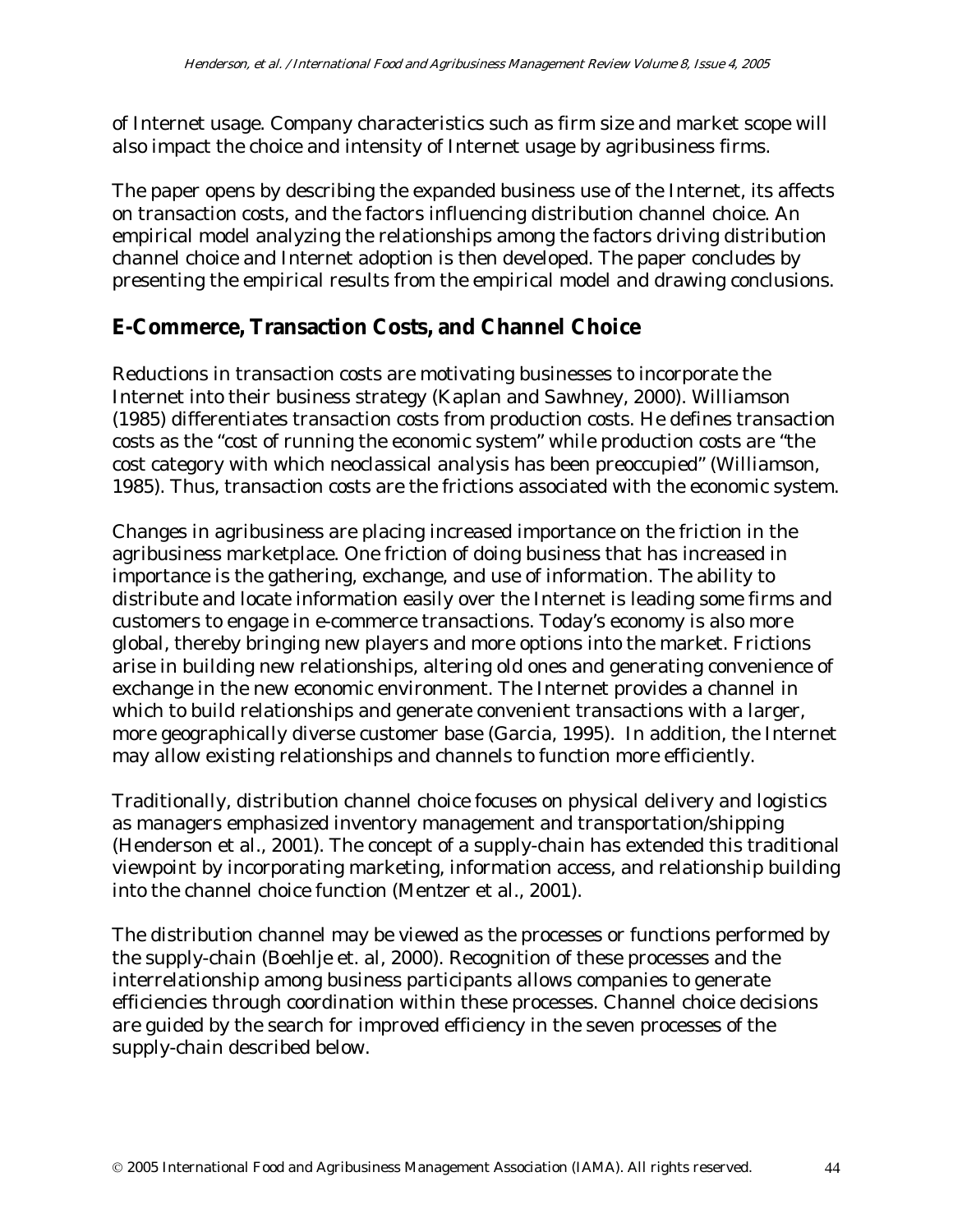of Internet usage. Company characteristics such as firm size and market scope will also impact the choice and intensity of Internet usage by agribusiness firms.

The paper opens by describing the expanded business use of the Internet, its affects on transaction costs, and the factors influencing distribution channel choice. An empirical model analyzing the relationships among the factors driving distribution channel choice and Internet adoption is then developed. The paper concludes by presenting the empirical results from the empirical model and drawing conclusions.

## E-Commerce, Transaction Costs, and Channel Choice

Reductions in transaction costs are motivating businesses to incorporate the Internet into their business strategy (Kaplan and Sawhney, 2000). Williamson (1985) differentiates transaction costs from production costs. He defines transaction costs as the "cost of running the economic system" while production costs are "the cost category with which neoclassical analysis has been preoccupied" (Williamson, 1985). Thus, transaction costs are the frictions associated with the economic system.

Changes in agribusiness are placing increased importance on the friction in the agribusiness marketplace. One friction of doing business that has increased in importance is the gathering, exchange, and use of information. The ability to distribute and locate information easily over the Internet is leading some firms and customers to engage in e-commerce transactions. Today's economy is also more global, thereby bringing new players and more options into the market. Frictions arise in building new relationships, altering old ones and generating convenience of exchange in the new economic environment. The Internet provides a channel in which to build relationships and generate convenient transactions with a larger, more geographically diverse customer base (Garcia, 1995). In addition, the Internet may allow existing relationships and channels to function more efficiently.

Traditionally, distribution channel choice focuses on physical delivery and logistics as managers emphasized inventory management and transportation/shipping (Henderson et al., 2001). The concept of a supply-chain has extended this traditional viewpoint by incorporating marketing, information access, and relationship building into the channel choice function (Mentzer et al., 2001).

The distribution channel may be viewed as the processes or functions performed by the supply-chain (Boehlje et. al, 2000). Recognition of these processes and the interrelationship among business participants allows companies to generate efficiencies through coordination within these processes. Channel choice decisions are guided by the search for improved efficiency in the seven processes of the supply-chain described below.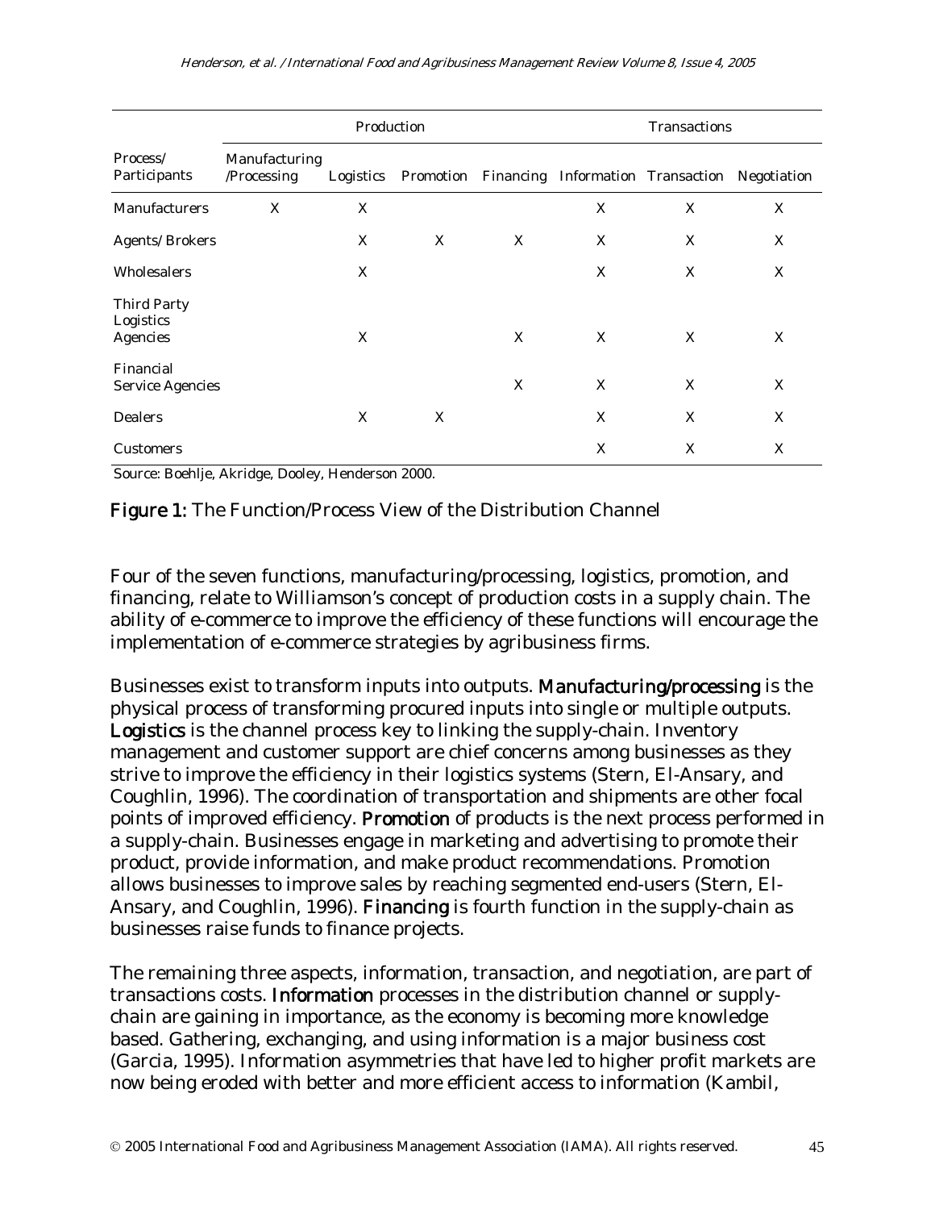| Process/ Participants | Production | | | | Transactions | | |
|---|---|---|---|---|---|---|---|
| | Manufacturing /Processing | Logistics | Promotion | Financing | Information | Transaction | Negotiation |
| Manufacturers | X | X | | | X | X | X |
| Agents/Brokers | | X | X | X | X | X | X |
| Wholesalers | | X | | | X | X | X |
| Third Party Logistics Agencies | | X | | X | X | X | X |
| Financial Service Agencies | | | | X | X | X | X |
| Dealers | | X | X | | X | X | X |
| Customers | | | | | X | X | X |

Source: Boehlje, Akridge, Dooley, Henderson 2000.

**Figure 1:** The Function/Process View of the Distribution Channel

Four of the seven functions, manufacturing/processing, logistics, promotion, and financing, relate to Williamson's concept of production costs in a supply chain. The ability of e-commerce to improve the efficiency of these functions will encourage the implementation of e-commerce strategies by agribusiness firms.

Businesses exist to transform inputs into outputs. **Manufacturing/processing** is the physical process of transforming procured inputs into single or multiple outputs. **Logistics** is the channel process key to linking the supply-chain. Inventory management and customer support are chief concerns among businesses as they strive to improve the efficiency in their logistics systems (Stern, El-Ansary, and Coughlin, 1996). The coordination of transportation and shipments are other focal points of improved efficiency. **Promotion** of products is the next process performed in a supply-chain. Businesses engage in marketing and advertising to promote their product, provide information, and make product recommendations. Promotion allows businesses to improve sales by reaching segmented end-users (Stern, El-Ansary, and Coughlin, 1996). **Financing** is fourth function in the supply-chain as businesses raise funds to finance projects.

The remaining three aspects, information, transaction, and negotiation, are part of transactions costs. **Information** processes in the distribution channel or supply-chain are gaining in importance, as the economy is becoming more knowledge based. Gathering, exchanging, and using information is a major business cost (Garcia, 1995). Information asymmetries that have led to higher profit markets are now being eroded with better and more efficient access to information (Kambil,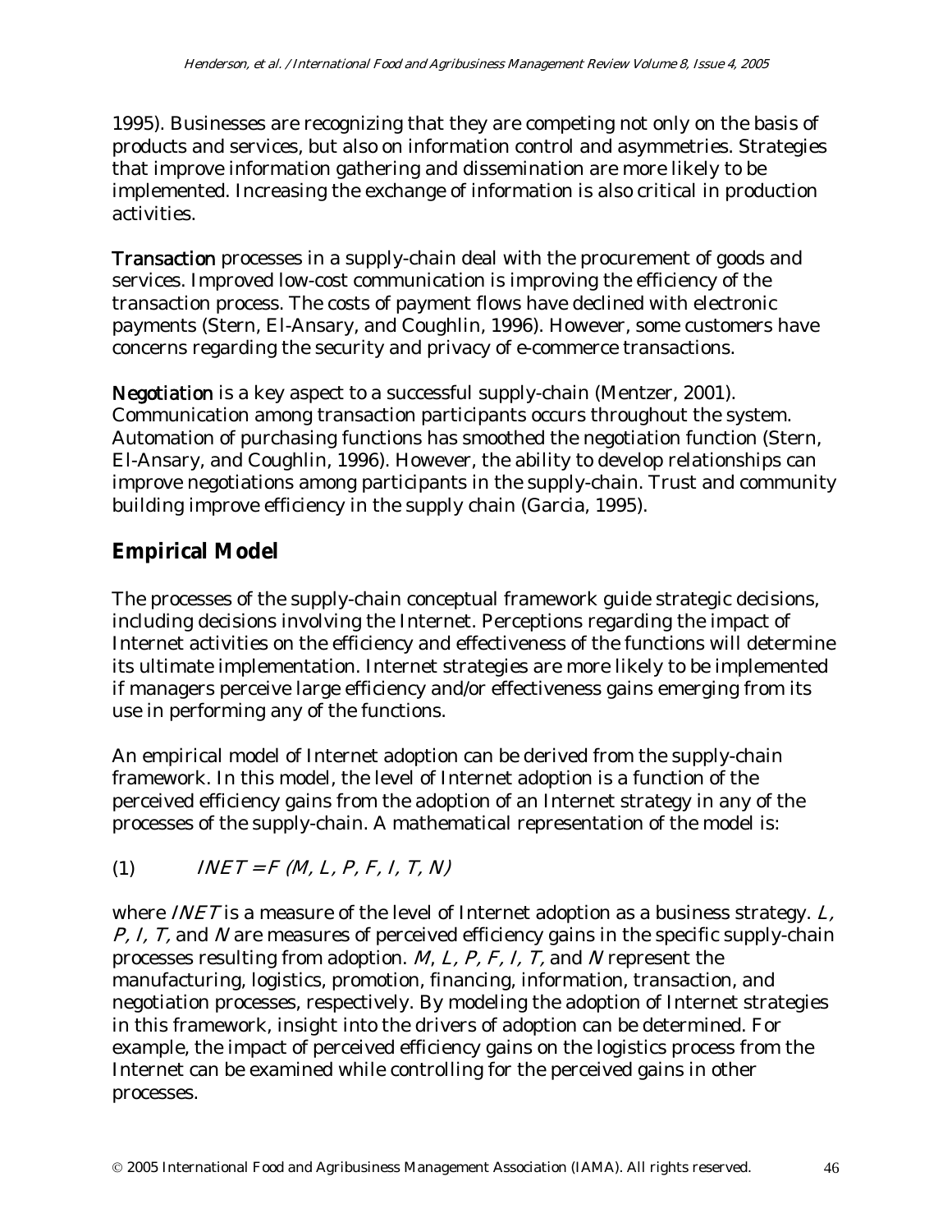1995). Businesses are recognizing that they are competing not only on the basis of products and services, but also on information control and asymmetries. Strategies that improve information gathering and dissemination are more likely to be implemented. Increasing the exchange of information is also critical in production activities.

**Transaction** processes in a supply-chain deal with the procurement of goods and services. Improved low-cost communication is improving the efficiency of the transaction process. The costs of payment flows have declined with electronic payments (Stern, El-Ansary, and Coughlin, 1996). However, some customers have concerns regarding the security and privacy of e-commerce transactions.

**Negotiation** is a key aspect to a successful supply-chain (Mentzer, 2001). Communication among transaction participants occurs throughout the system. Automation of purchasing functions has smoothed the negotiation function (Stern, El-Ansary, and Coughlin, 1996). However, the ability to develop relationships can improve negotiations among participants in the supply-chain. Trust and community building improve efficiency in the supply chain (Garcia, 1995).

## Empirical Model

The processes of the supply-chain conceptual framework guide strategic decisions, including decisions involving the Internet. Perceptions regarding the impact of Internet activities on the efficiency and effectiveness of the functions will determine its ultimate implementation. Internet strategies are more likely to be implemented if managers perceive large efficiency and/or effectiveness gains emerging from its use in performing any of the functions.

An empirical model of Internet adoption can be derived from the supply-chain framework. In this model, the level of Internet adoption is a function of the perceived efficiency gains from the adoption of an Internet strategy in any of the processes of the supply-chain. A mathematical representation of the model is:

$$(1) \qquad INET = F\ (M, L, P, F, I, T, N)$$

where $INET$ is a measure of the level of Internet adoption as a business strategy. $L$, $P$, $I$, $T$, and $N$ are measures of perceived efficiency gains in the specific supply-chain processes resulting from adoption. $M$, $L$, $P$, $F$, $I$, $T$, and $N$ represent the manufacturing, logistics, promotion, financing, information, transaction, and negotiation processes, respectively. By modeling the adoption of Internet strategies in this framework, insight into the drivers of adoption can be determined. For example, the impact of perceived efficiency gains on the logistics process from the Internet can be examined while controlling for the perceived gains in other processes.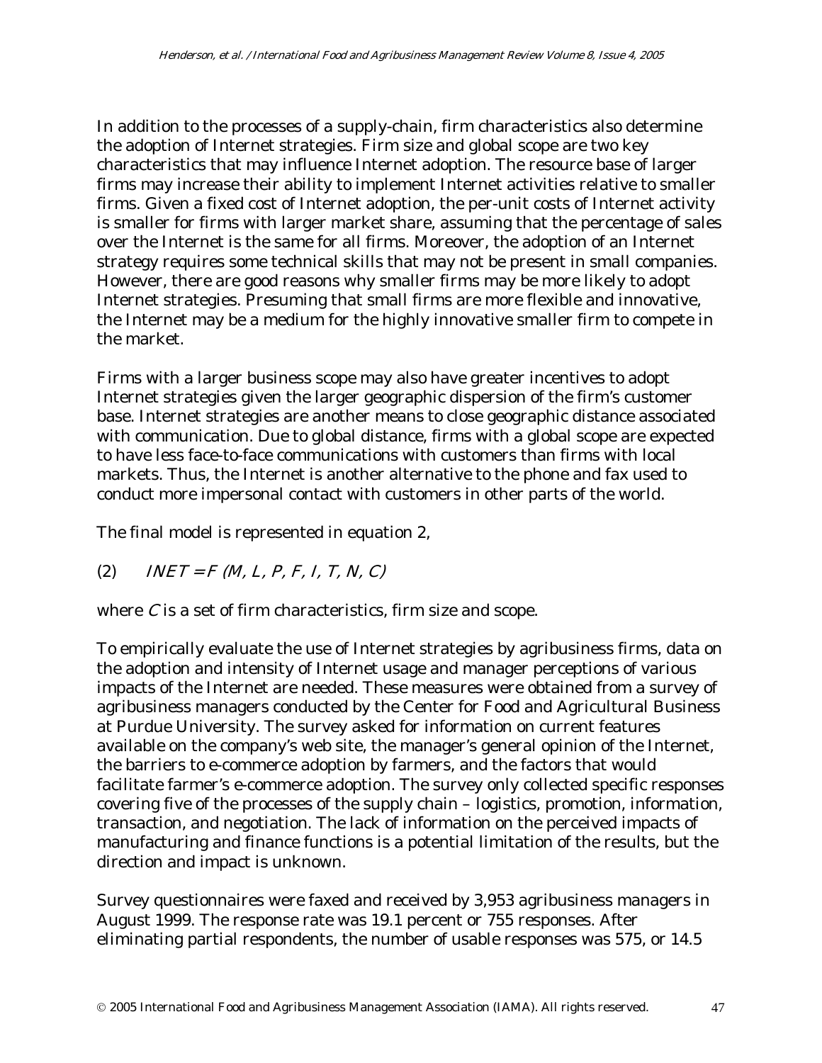In addition to the processes of a supply-chain, firm characteristics also determine the adoption of Internet strategies. Firm size and global scope are two key characteristics that may influence Internet adoption. The resource base of larger firms may increase their ability to implement Internet activities relative to smaller firms. Given a fixed cost of Internet adoption, the per-unit costs of Internet activity is smaller for firms with larger market share, assuming that the percentage of sales over the Internet is the same for all firms. Moreover, the adoption of an Internet strategy requires some technical skills that may not be present in small companies. However, there are good reasons why smaller firms may be more likely to adopt Internet strategies. Presuming that small firms are more flexible and innovative, the Internet may be a medium for the highly innovative smaller firm to compete in the market.

Firms with a larger business scope may also have greater incentives to adopt Internet strategies given the larger geographic dispersion of the firm's customer base. Internet strategies are another means to close geographic distance associated with communication. Due to global distance, firms with a global scope are expected to have less face-to-face communications with customers than firms with local markets. Thus, the Internet is another alternative to the phone and fax used to conduct more impersonal contact with customers in other parts of the world.

The final model is represented in equation 2,

$$(2) \quad INET = F\,(M, L, P, F, I, T, N, C)$$

where $C$ is a set of firm characteristics, firm size and scope.

To empirically evaluate the use of Internet strategies by agribusiness firms, data on the adoption and intensity of Internet usage and manager perceptions of various impacts of the Internet are needed. These measures were obtained from a survey of agribusiness managers conducted by the Center for Food and Agricultural Business at Purdue University. The survey asked for information on current features available on the company's web site, the manager's general opinion of the Internet, the barriers to e-commerce adoption by farmers, and the factors that would facilitate farmer's e-commerce adoption. The survey only collected specific responses covering five of the processes of the supply chain – logistics, promotion, information, transaction, and negotiation. The lack of information on the perceived impacts of manufacturing and finance functions is a potential limitation of the results, but the direction and impact is unknown.

Survey questionnaires were faxed and received by 3,953 agribusiness managers in August 1999. The response rate was 19.1 percent or 755 responses. After eliminating partial respondents, the number of usable responses was 575, or 14.5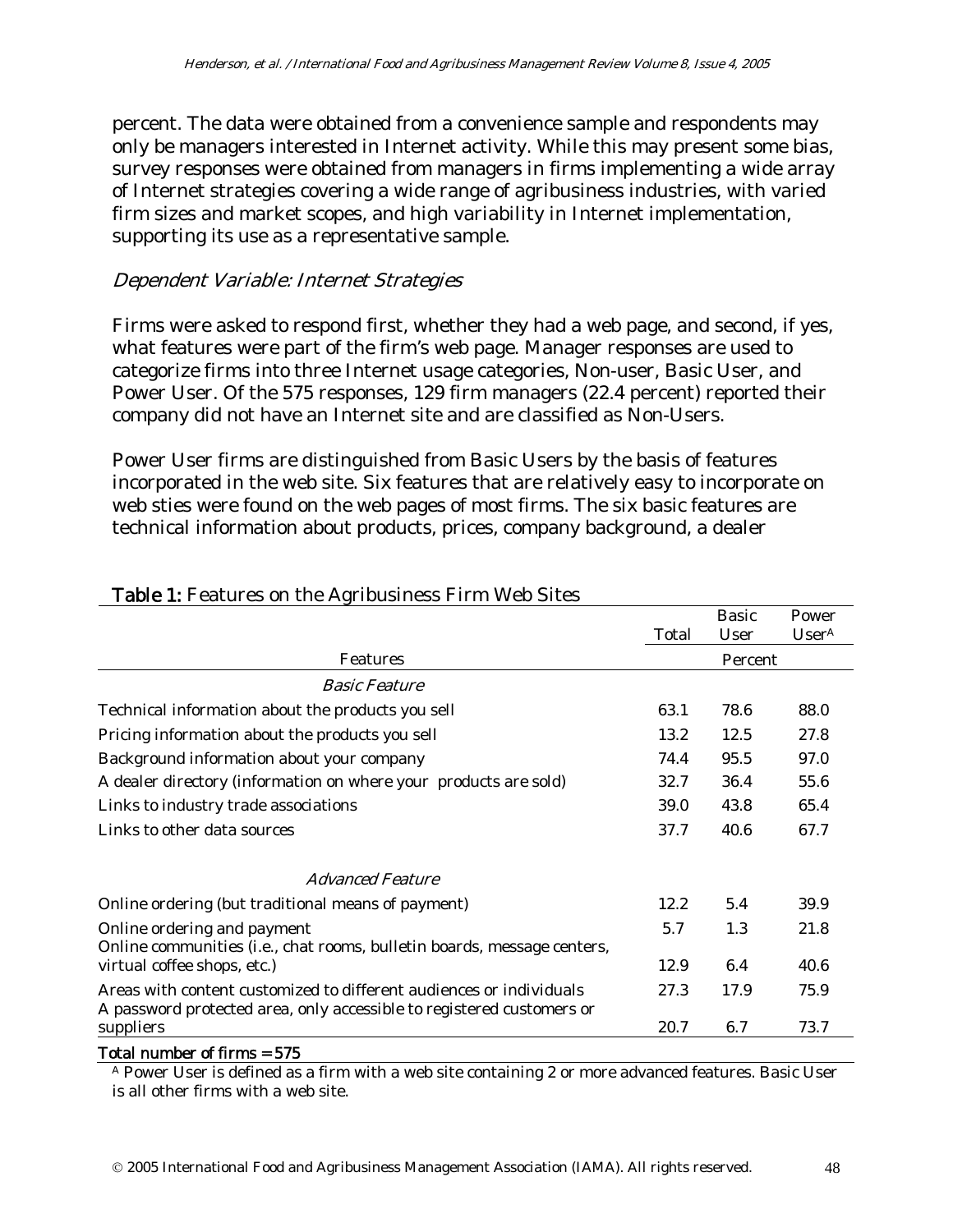percent. The data were obtained from a convenience sample and respondents may only be managers interested in Internet activity. While this may present some bias, survey responses were obtained from managers in firms implementing a wide array of Internet strategies covering a wide range of agribusiness industries, with varied firm sizes and market scopes, and high variability in Internet implementation, supporting its use as a representative sample.

### *Dependent Variable: Internet Strategies*

Firms were asked to respond first, whether they had a web page, and second, if yes, what features were part of the firm's web page. Manager responses are used to categorize firms into three Internet usage categories, Non-user, Basic User, and Power User. Of the 575 responses, 129 firm managers (22.4 percent) reported their company did not have an Internet site and are classified as Non-Users.

Power User firms are distinguished from Basic Users by the basis of features incorporated in the web site. Six features that are relatively easy to incorporate on web sties were found on the web pages of most firms. The six basic features are technical information about products, prices, company background, a dealer

**Table 1:** Features on the Agribusiness Firm Web Sites

| Features | Total | Basic User | Power User[A] |
|---|---|---|---|
| | Percent | | |
| *Basic Feature* | | | |
| Technical information about the products you sell | 63.1 | 78.6 | 88.0 |
| Pricing information about the products you sell | 13.2 | 12.5 | 27.8 |
| Background information about your company | 74.4 | 95.5 | 97.0 |
| A dealer directory (information on where your products are sold) | 32.7 | 36.4 | 55.6 |
| Links to industry trade associations | 39.0 | 43.8 | 65.4 |
| Links to other data sources | 37.7 | 40.6 | 67.7 |
| *Advanced Feature* | | | |
| Online ordering (but traditional means of payment) | 12.2 | 5.4 | 39.9 |
| Online ordering and payment | 5.7 | 1.3 | 21.8 |
| Online communities (i.e., chat rooms, bulletin boards, message centers, virtual coffee shops, etc.) | 12.9 | 6.4 | 40.6 |
| Areas with content customized to different audiences or individuals | 27.3 | 17.9 | 75.9 |
| A password protected area, only accessible to registered customers or suppliers | 20.7 | 6.7 | 73.7 |

**Total number of firms = 575**

[A] Power User is defined as a firm with a web site containing 2 or more advanced features. Basic User is all other firms with a web site.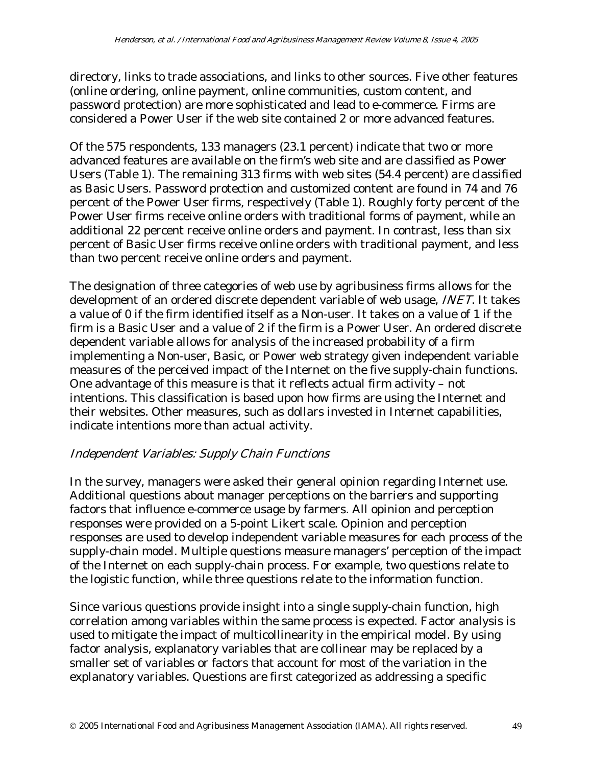directory, links to trade associations, and links to other sources. Five other features (online ordering, online payment, online communities, custom content, and password protection) are more sophisticated and lead to e-commerce. Firms are considered a Power User if the web site contained 2 or more advanced features.

Of the 575 respondents, 133 managers (23.1 percent) indicate that two or more advanced features are available on the firm's web site and are classified as Power Users (Table 1). The remaining 313 firms with web sites (54.4 percent) are classified as Basic Users. Password protection and customized content are found in 74 and 76 percent of the Power User firms, respectively (Table 1). Roughly forty percent of the Power User firms receive online orders with traditional forms of payment, while an additional 22 percent receive online orders and payment. In contrast, less than six percent of Basic User firms receive online orders with traditional payment, and less than two percent receive online orders and payment.

The designation of three categories of web use by agribusiness firms allows for the development of an ordered discrete dependent variable of web usage, *INET*. It takes a value of 0 if the firm identified itself as a Non-user. It takes on a value of 1 if the firm is a Basic User and a value of 2 if the firm is a Power User. An ordered discrete dependent variable allows for analysis of the increased probability of a firm implementing a Non-user, Basic, or Power web strategy given independent variable measures of the perceived impact of the Internet on the five supply-chain functions. One advantage of this measure is that it reflects actual firm activity – not intentions. This classification is based upon how firms are using the Internet and their websites. Other measures, such as dollars invested in Internet capabilities, indicate intentions more than actual activity.

### *Independent Variables: Supply Chain Functions*

In the survey, managers were asked their general opinion regarding Internet use. Additional questions about manager perceptions on the barriers and supporting factors that influence e-commerce usage by farmers. All opinion and perception responses were provided on a 5-point Likert scale. Opinion and perception responses are used to develop independent variable measures for each process of the supply-chain model. Multiple questions measure managers' perception of the impact of the Internet on each supply-chain process. For example, two questions relate to the logistic function, while three questions relate to the information function.

Since various questions provide insight into a single supply-chain function, high correlation among variables within the same process is expected. Factor analysis is used to mitigate the impact of multicollinearity in the empirical model. By using factor analysis, explanatory variables that are collinear may be replaced by a smaller set of variables or factors that account for most of the variation in the explanatory variables. Questions are first categorized as addressing a specific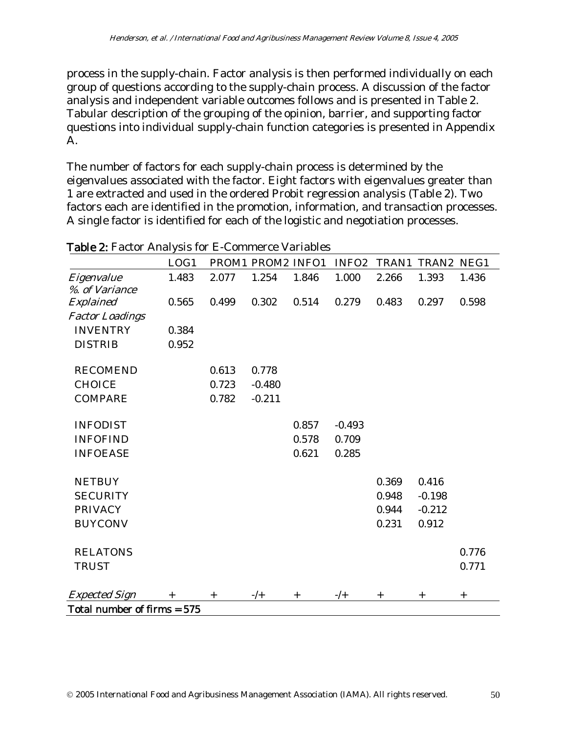process in the supply-chain. Factor analysis is then performed individually on each group of questions according to the supply-chain process. A discussion of the factor analysis and independent variable outcomes follows and is presented in Table 2. Tabular description of the grouping of the opinion, barrier, and supporting factor questions into individual supply-chain function categories is presented in Appendix A.

The number of factors for each supply-chain process is determined by the eigenvalues associated with the factor. Eight factors with eigenvalues greater than 1 are extracted and used in the ordered Probit regression analysis (Table 2). Two factors each are identified in the promotion, information, and transaction processes. A single factor is identified for each of the logistic and negotiation processes.

**Table 2:** Factor Analysis for E-Commerce Variables

| | LOG1 | PROM1 | PROM2 | INFO1 | INFO2 | TRAN1 | TRAN2 | NEG1 |
|---|---|---|---|---|---|---|---|---|
| *Eigenvalue* | 1.483 | 2.077 | 1.254 | 1.846 | 1.000 | 2.266 | 1.393 | 1.436 |
| *%. of Variance Explained* | 0.565 | 0.499 | 0.302 | 0.514 | 0.279 | 0.483 | 0.297 | 0.598 |
| *Factor Loadings* | | | | | | | | |
| INVENTRY | 0.384 | | | | | | | |
| DISTRIB | 0.952 | | | | | | | |
| RECOMEND | | 0.613 | 0.778 | | | | | |
| CHOICE | | 0.723 | -0.480 | | | | | |
| COMPARE | | 0.782 | -0.211 | | | | | |
| INFODIST | | | | 0.857 | -0.493 | | | |
| INFOFIND | | | | 0.578 | 0.709 | | | |
| INFOEASE | | | | 0.621 | 0.285 | | | |
| NETBUY | | | | | | 0.369 | 0.416 | |
| SECURITY | | | | | | 0.948 | -0.198 | |
| PRIVACY | | | | | | 0.944 | -0.212 | |
| BUYCONV | | | | | | 0.231 | 0.912 | |
| RELATONS | | | | | | | | 0.776 |
| TRUST | | | | | | | | 0.771 |
| *Expected Sign* | + | + | -/+ | + | -/+ | + | + | + |

**Total number of firms = 575**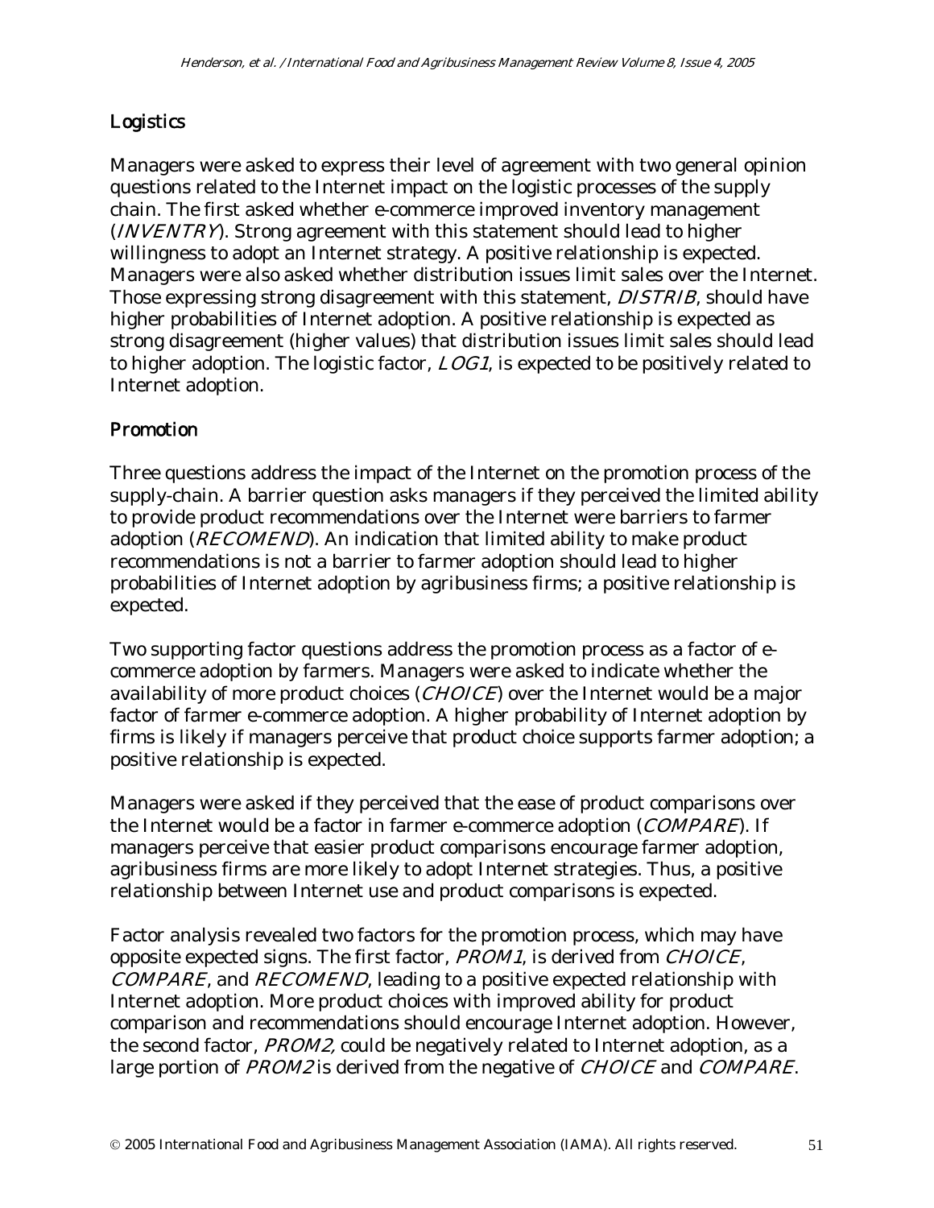## Logistics

Managers were asked to express their level of agreement with two general opinion questions related to the Internet impact on the logistic processes of the supply chain. The first asked whether e-commerce improved inventory management (*INVENTRY*). Strong agreement with this statement should lead to higher willingness to adopt an Internet strategy. A positive relationship is expected. Managers were also asked whether distribution issues limit sales over the Internet. Those expressing strong disagreement with this statement, *DISTRIB*, should have higher probabilities of Internet adoption. A positive relationship is expected as strong disagreement (higher values) that distribution issues limit sales should lead to higher adoption. The logistic factor, *LOG1*, is expected to be positively related to Internet adoption.

## Promotion

Three questions address the impact of the Internet on the promotion process of the supply-chain. A barrier question asks managers if they perceived the limited ability to provide product recommendations over the Internet were barriers to farmer adoption (*RECOMEND*). An indication that limited ability to make product recommendations is not a barrier to farmer adoption should lead to higher probabilities of Internet adoption by agribusiness firms; a positive relationship is expected.

Two supporting factor questions address the promotion process as a factor of e-commerce adoption by farmers. Managers were asked to indicate whether the availability of more product choices (*CHOICE*) over the Internet would be a major factor of farmer e-commerce adoption. A higher probability of Internet adoption by firms is likely if managers perceive that product choice supports farmer adoption; a positive relationship is expected.

Managers were asked if they perceived that the ease of product comparisons over the Internet would be a factor in farmer e-commerce adoption (*COMPARE*). If managers perceive that easier product comparisons encourage farmer adoption, agribusiness firms are more likely to adopt Internet strategies. Thus, a positive relationship between Internet use and product comparisons is expected.

Factor analysis revealed two factors for the promotion process, which may have opposite expected signs. The first factor, *PROM1*, is derived from *CHOICE*, *COMPARE*, and *RECOMEND*, leading to a positive expected relationship with Internet adoption. More product choices with improved ability for product comparison and recommendations should encourage Internet adoption. However, the second factor, *PROM2,* could be negatively related to Internet adoption, as a large portion of *PROM2* is derived from the negative of *CHOICE* and *COMPARE*.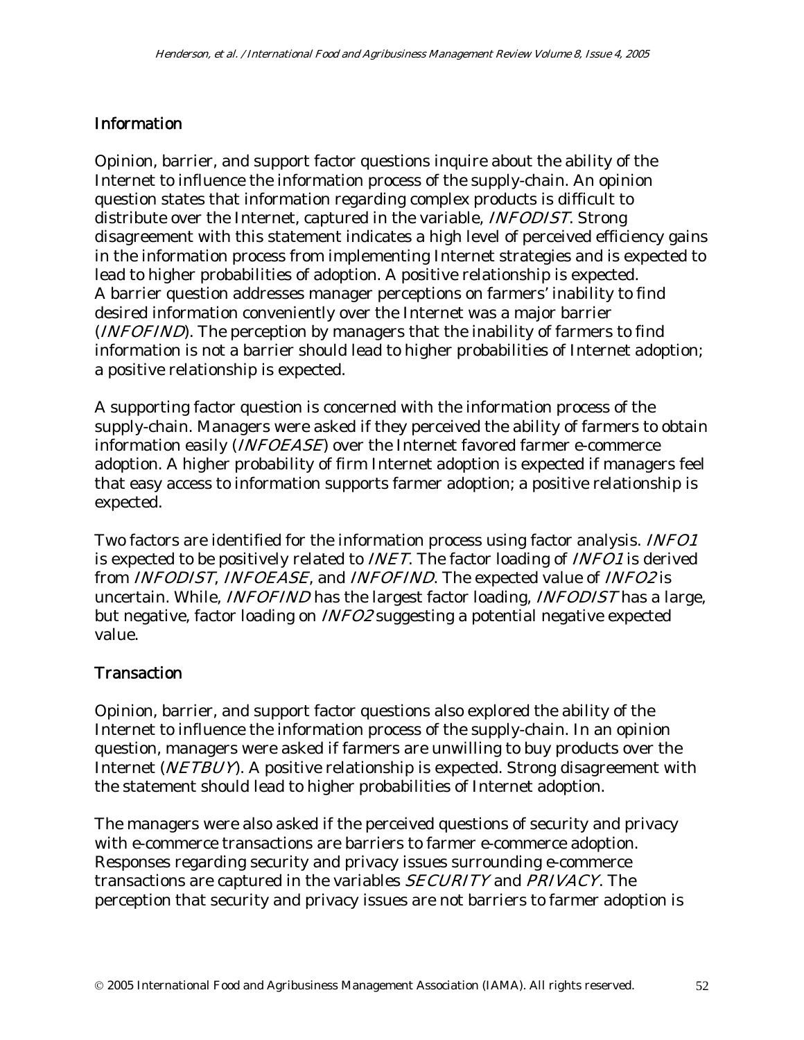## Information

Opinion, barrier, and support factor questions inquire about the ability of the Internet to influence the information process of the supply-chain. An opinion question states that information regarding complex products is difficult to distribute over the Internet, captured in the variable, *INFODIST*. Strong disagreement with this statement indicates a high level of perceived efficiency gains in the information process from implementing Internet strategies and is expected to lead to higher probabilities of adoption. A positive relationship is expected. A barrier question addresses manager perceptions on farmers' inability to find desired information conveniently over the Internet was a major barrier (*INFOFIND*). The perception by managers that the inability of farmers to find information is not a barrier should lead to higher probabilities of Internet adoption; a positive relationship is expected.

A supporting factor question is concerned with the information process of the supply-chain. Managers were asked if they perceived the ability of farmers to obtain information easily (*INFOEASE*) over the Internet favored farmer e-commerce adoption. A higher probability of firm Internet adoption is expected if managers feel that easy access to information supports farmer adoption; a positive relationship is expected.

Two factors are identified for the information process using factor analysis. *INFO1* is expected to be positively related to *INET*. The factor loading of *INFO1* is derived from *INFODIST*, *INFOEASE*, and *INFOFIND*. The expected value of *INFO2* is uncertain. While, *INFOFIND* has the largest factor loading, *INFODIST* has a large, but negative, factor loading on *INFO2* suggesting a potential negative expected value.

## Transaction

Opinion, barrier, and support factor questions also explored the ability of the Internet to influence the information process of the supply-chain. In an opinion question, managers were asked if farmers are unwilling to buy products over the Internet (*NETBUY*). A positive relationship is expected. Strong disagreement with the statement should lead to higher probabilities of Internet adoption.

The managers were also asked if the perceived questions of security and privacy with e-commerce transactions are barriers to farmer e-commerce adoption. Responses regarding security and privacy issues surrounding e-commerce transactions are captured in the variables *SECURITY* and *PRIVACY*. The perception that security and privacy issues are not barriers to farmer adoption is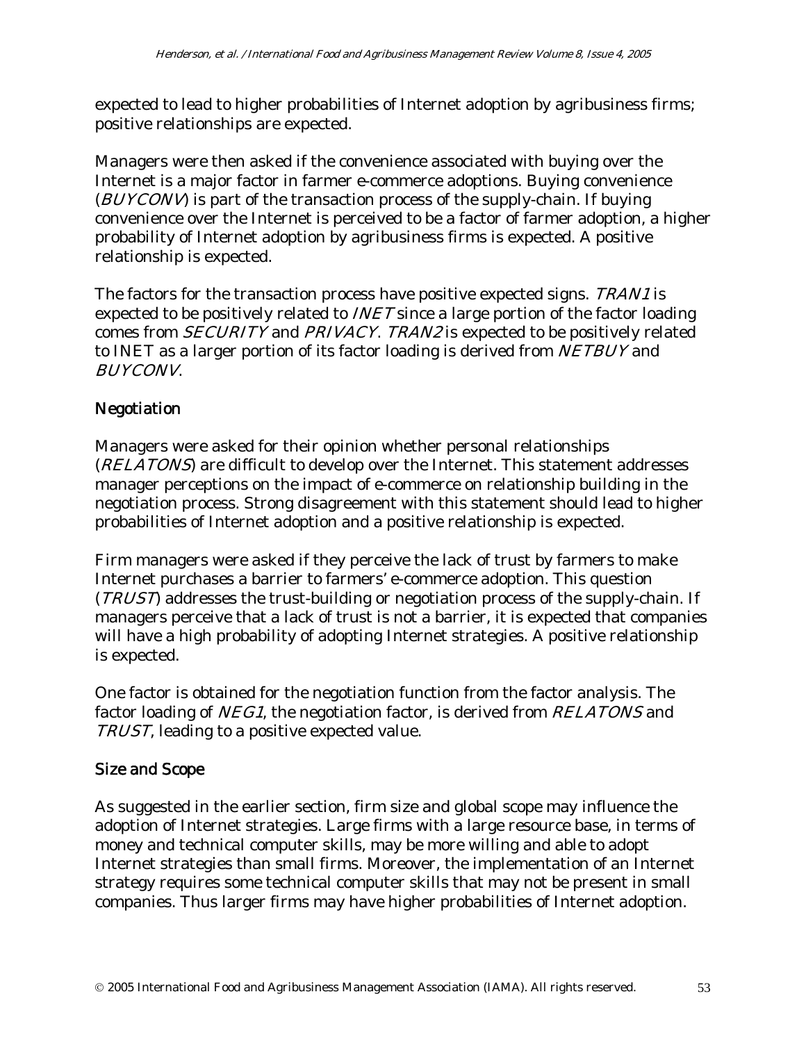expected to lead to higher probabilities of Internet adoption by agribusiness firms; positive relationships are expected.

Managers were then asked if the convenience associated with buying over the Internet is a major factor in farmer e-commerce adoptions. Buying convenience (*BUYCONV*) is part of the transaction process of the supply-chain. If buying convenience over the Internet is perceived to be a factor of farmer adoption, a higher probability of Internet adoption by agribusiness firms is expected. A positive relationship is expected.

The factors for the transaction process have positive expected signs. *TRAN1* is expected to be positively related to *INET* since a large portion of the factor loading comes from *SECURITY* and *PRIVACY*. *TRAN2* is expected to be positively related to INET as a larger portion of its factor loading is derived from *NETBUY* and *BUYCONV*.

## Negotiation

Managers were asked for their opinion whether personal relationships (*RELATONS*) are difficult to develop over the Internet. This statement addresses manager perceptions on the impact of e-commerce on relationship building in the negotiation process. Strong disagreement with this statement should lead to higher probabilities of Internet adoption and a positive relationship is expected.

Firm managers were asked if they perceive the lack of trust by farmers to make Internet purchases a barrier to farmers' e-commerce adoption. This question (*TRUST*) addresses the trust-building or negotiation process of the supply-chain. If managers perceive that a lack of trust is not a barrier, it is expected that companies will have a high probability of adopting Internet strategies. A positive relationship is expected.

One factor is obtained for the negotiation function from the factor analysis. The factor loading of *NEG1*, the negotiation factor, is derived from *RELATONS* and *TRUST*, leading to a positive expected value.

## Size and Scope

As suggested in the earlier section, firm size and global scope may influence the adoption of Internet strategies. Large firms with a large resource base, in terms of money and technical computer skills, may be more willing and able to adopt Internet strategies than small firms. Moreover, the implementation of an Internet strategy requires some technical computer skills that may not be present in small companies. Thus larger firms may have higher probabilities of Internet adoption.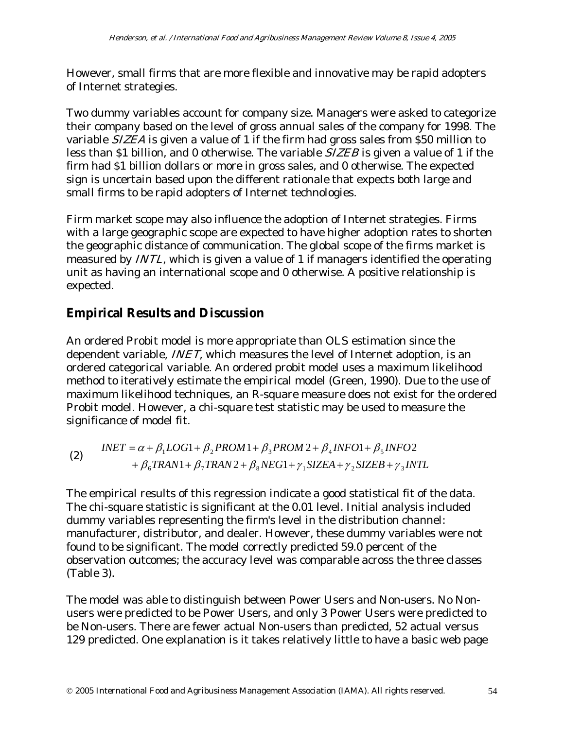However, small firms that are more flexible and innovative may be rapid adopters of Internet strategies.

Two dummy variables account for company size. Managers were asked to categorize their company based on the level of gross annual sales of the company for 1998. The variable *SIZEA* is given a value of 1 if the firm had gross sales from $50 million to less than $1 billion, and 0 otherwise. The variable *SIZEB* is given a value of 1 if the firm had $1 billion dollars or more in gross sales, and 0 otherwise. The expected sign is uncertain based upon the different rationale that expects both large and small firms to be rapid adopters of Internet technologies.

Firm market scope may also influence the adoption of Internet strategies. Firms with a large geographic scope are expected to have higher adoption rates to shorten the geographic distance of communication. The global scope of the firms market is measured by *INTL*, which is given a value of 1 if managers identified the operating unit as having an international scope and 0 otherwise. A positive relationship is expected.

## Empirical Results and Discussion

An ordered Probit model is more appropriate than OLS estimation since the dependent variable, *INET*, which measures the level of Internet adoption, is an ordered categorical variable. An ordered probit model uses a maximum likelihood method to iteratively estimate the empirical model (Green, 1990). Due to the use of maximum likelihood techniques, an R-square measure does not exist for the ordered Probit model. However, a chi-square test statistic may be used to measure the significance of model fit.

$$\begin{aligned} INET &= \alpha + \beta_1 LOG1 + \beta_2 PROM1 + \beta_3 PROM2 + \beta_4 INFO1 + \beta_5 INFO2 \\ &+ \beta_6 TRAN1 + \beta_7 TRAN2 + \beta_8 NEG1 + \gamma_1 SIZEA + \gamma_2 SIZEB + \gamma_3 INTL \end{aligned} \quad (2)$$

The empirical results of this regression indicate a good statistical fit of the data. The chi-square statistic is significant at the 0.01 level. Initial analysis included dummy variables representing the firm's level in the distribution channel: manufacturer, distributor, and dealer. However, these dummy variables were not found to be significant. The model correctly predicted 59.0 percent of the observation outcomes; the accuracy level was comparable across the three classes (Table 3).

The model was able to distinguish between Power Users and Non-users. No Non-users were predicted to be Power Users, and only 3 Power Users were predicted to be Non-users. There are fewer actual Non-users than predicted, 52 actual versus 129 predicted. One explanation is it takes relatively little to have a basic web page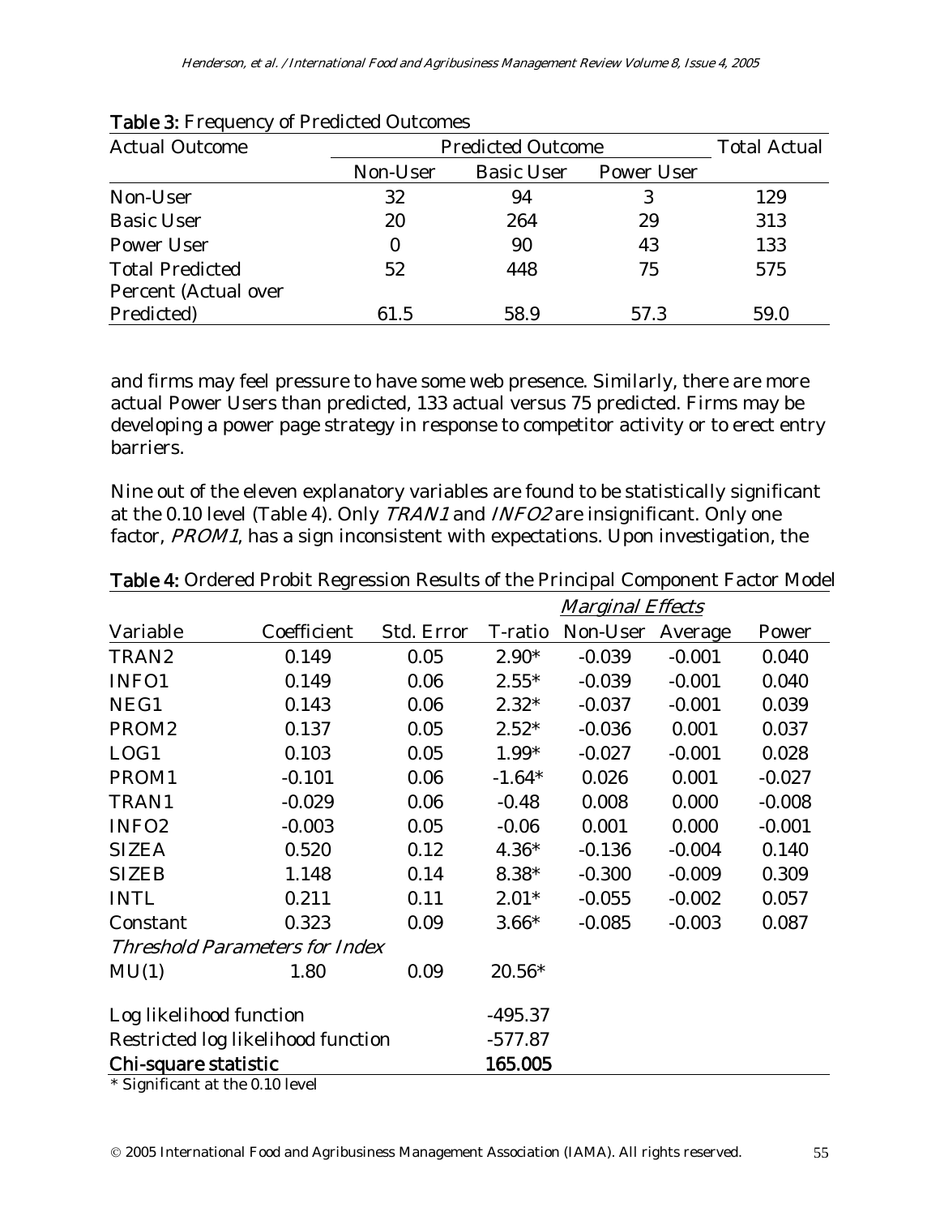**Table 3:** Frequency of Predicted Outcomes

| Actual Outcome | Predicted Outcome | | | Total Actual |
|---|---|---|---|---|
| | Non-User | Basic User | Power User | |
| Non-User | 32 | 94 | 3 | 129 |
| Basic User | 20 | 264 | 29 | 313 |
| Power User | 0 | 90 | 43 | 133 |
| Total Predicted | 52 | 448 | 75 | 575 |
| Percent (Actual over Predicted) | 61.5 | 58.9 | 57.3 | 59.0 |

and firms may feel pressure to have some web presence. Similarly, there are more actual Power Users than predicted, 133 actual versus 75 predicted. Firms may be developing a power page strategy in response to competitor activity or to erect entry barriers.

Nine out of the eleven explanatory variables are found to be statistically significant at the 0.10 level (Table 4). Only *TRAN1* and *INFO2* are insignificant. Only one factor, *PROM1*, has a sign inconsistent with expectations. Upon investigation, the

**Table 4:** Ordered Probit Regression Results of the Principal Component Factor Model

| | | | | *Marginal Effects* | | |
|---|---|---|---|---|---|---|
| Variable | Coefficient | Std. Error | T-ratio | Non-User | Average | Power |
| TRAN2 | 0.149 | 0.05 | 2.90* | -0.039 | -0.001 | 0.040 |
| INFO1 | 0.149 | 0.06 | 2.55* | -0.039 | -0.001 | 0.040 |
| NEG1 | 0.143 | 0.06 | 2.32* | -0.037 | -0.001 | 0.039 |
| PROM2 | 0.137 | 0.05 | 2.52* | -0.036 | 0.001 | 0.037 |
| LOG1 | 0.103 | 0.05 | 1.99* | -0.027 | -0.001 | 0.028 |
| PROM1 | -0.101 | 0.06 | -1.64* | 0.026 | 0.001 | -0.027 |
| TRAN1 | -0.029 | 0.06 | -0.48 | 0.008 | 0.000 | -0.008 |
| INFO2 | -0.003 | 0.05 | -0.06 | 0.001 | 0.000 | -0.001 |
| SIZEA | 0.520 | 0.12 | 4.36* | -0.136 | -0.004 | 0.140 |
| SIZEB | 1.148 | 0.14 | 8.38* | -0.300 | -0.009 | 0.309 |
| INTL | 0.211 | 0.11 | 2.01* | -0.055 | -0.002 | 0.057 |
| Constant | 0.323 | 0.09 | 3.66* | -0.085 | -0.003 | 0.087 |
| *Threshold Parameters for Index* | | | | | | |
| MU(1) | 1.80 | 0.09 | 20.56* | | | |
| Log likelihood function | | | -495.37 | | | |
| Restricted log likelihood function | | | -577.87 | | | |
| **Chi-square statistic** | | | **165.005** | | | |

\* Significant at the 0.10 level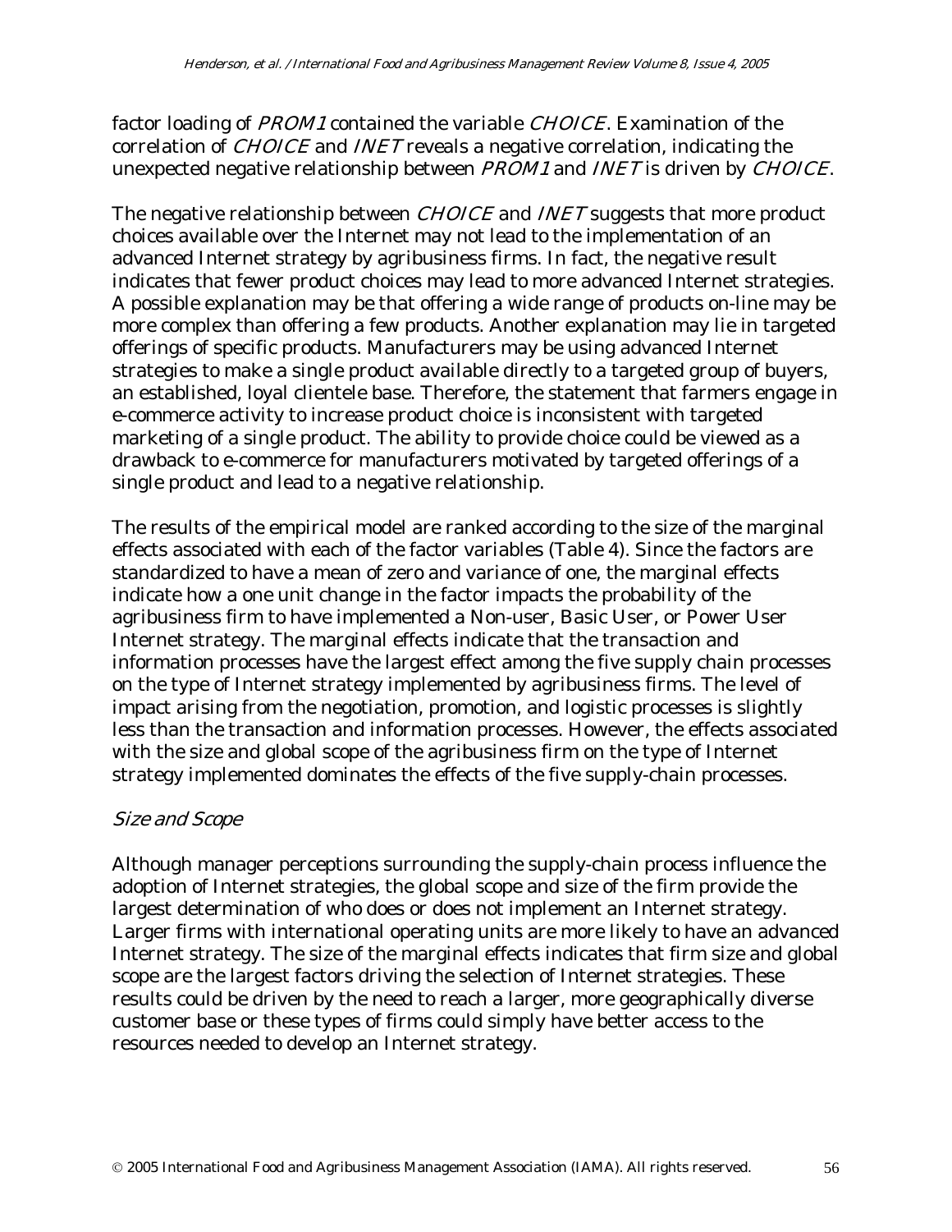factor loading of *PROM1* contained the variable *CHOICE*. Examination of the correlation of *CHOICE* and *INET* reveals a negative correlation, indicating the unexpected negative relationship between *PROM1* and *INET* is driven by *CHOICE*.

The negative relationship between *CHOICE* and *INET* suggests that more product choices available over the Internet may not lead to the implementation of an advanced Internet strategy by agribusiness firms. In fact, the negative result indicates that fewer product choices may lead to more advanced Internet strategies. A possible explanation may be that offering a wide range of products on-line may be more complex than offering a few products. Another explanation may lie in targeted offerings of specific products. Manufacturers may be using advanced Internet strategies to make a single product available directly to a targeted group of buyers, an established, loyal clientele base. Therefore, the statement that farmers engage in e-commerce activity to increase product choice is inconsistent with targeted marketing of a single product. The ability to provide choice could be viewed as a drawback to e-commerce for manufacturers motivated by targeted offerings of a single product and lead to a negative relationship.

The results of the empirical model are ranked according to the size of the marginal effects associated with each of the factor variables (Table 4). Since the factors are standardized to have a mean of zero and variance of one, the marginal effects indicate how a one unit change in the factor impacts the probability of the agribusiness firm to have implemented a Non-user, Basic User, or Power User Internet strategy. The marginal effects indicate that the transaction and information processes have the largest effect among the five supply chain processes on the type of Internet strategy implemented by agribusiness firms. The level of impact arising from the negotiation, promotion, and logistic processes is slightly less than the transaction and information processes. However, the effects associated with the size and global scope of the agribusiness firm on the type of Internet strategy implemented dominates the effects of the five supply-chain processes.

### *Size and Scope*

Although manager perceptions surrounding the supply-chain process influence the adoption of Internet strategies, the global scope and size of the firm provide the largest determination of who does or does not implement an Internet strategy. Larger firms with international operating units are more likely to have an advanced Internet strategy. The size of the marginal effects indicates that firm size and global scope are the largest factors driving the selection of Internet strategies. These results could be driven by the need to reach a larger, more geographically diverse customer base or these types of firms could simply have better access to the resources needed to develop an Internet strategy.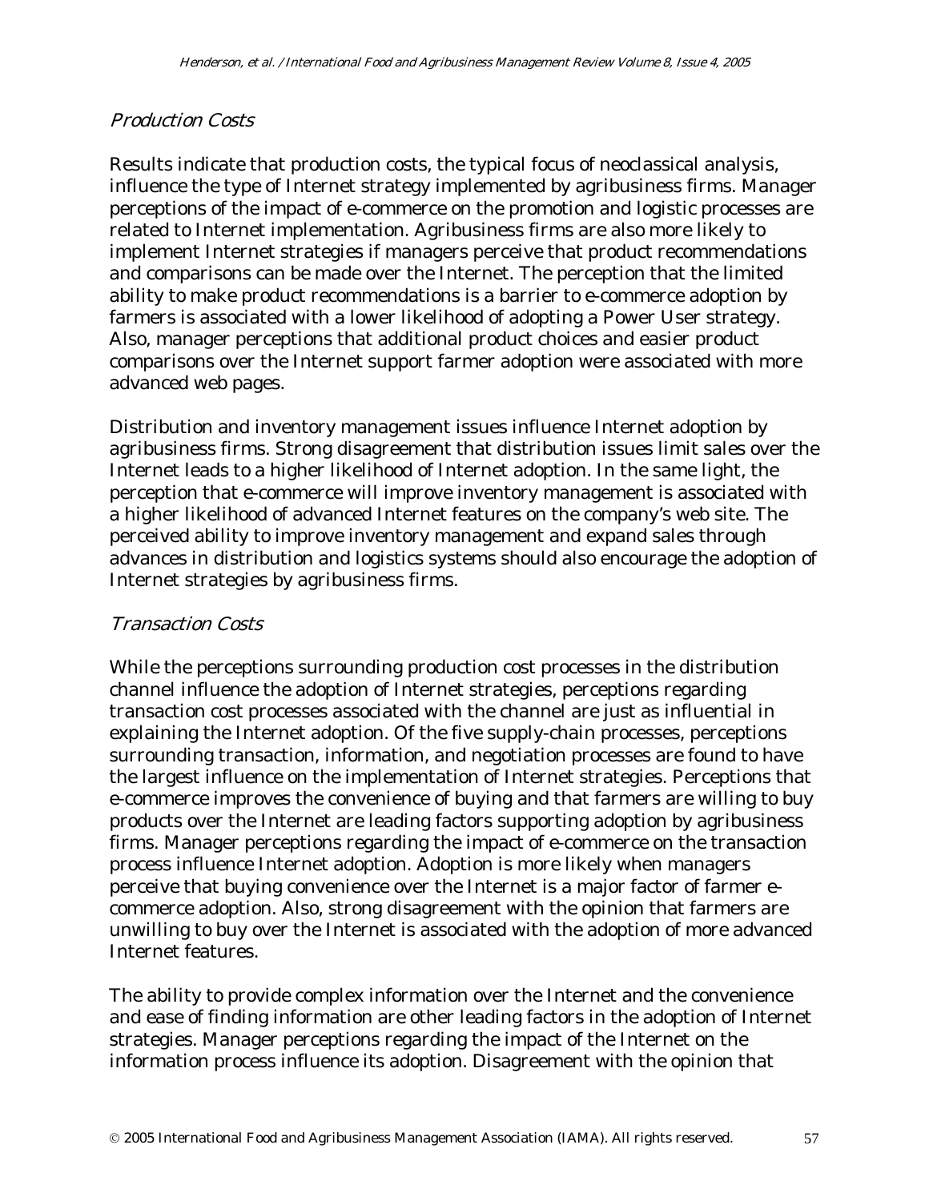### *Production Costs*

Results indicate that production costs, the typical focus of neoclassical analysis, influence the type of Internet strategy implemented by agribusiness firms. Manager perceptions of the impact of e-commerce on the promotion and logistic processes are related to Internet implementation. Agribusiness firms are also more likely to implement Internet strategies if managers perceive that product recommendations and comparisons can be made over the Internet. The perception that the limited ability to make product recommendations is a barrier to e-commerce adoption by farmers is associated with a lower likelihood of adopting a Power User strategy. Also, manager perceptions that additional product choices and easier product comparisons over the Internet support farmer adoption were associated with more advanced web pages.

Distribution and inventory management issues influence Internet adoption by agribusiness firms. Strong disagreement that distribution issues limit sales over the Internet leads to a higher likelihood of Internet adoption. In the same light, the perception that e-commerce will improve inventory management is associated with a higher likelihood of advanced Internet features on the company's web site. The perceived ability to improve inventory management and expand sales through advances in distribution and logistics systems should also encourage the adoption of Internet strategies by agribusiness firms.

### *Transaction Costs*

While the perceptions surrounding production cost processes in the distribution channel influence the adoption of Internet strategies, perceptions regarding transaction cost processes associated with the channel are just as influential in explaining the Internet adoption. Of the five supply-chain processes, perceptions surrounding transaction, information, and negotiation processes are found to have the largest influence on the implementation of Internet strategies. Perceptions that e-commerce improves the convenience of buying and that farmers are willing to buy products over the Internet are leading factors supporting adoption by agribusiness firms. Manager perceptions regarding the impact of e-commerce on the transaction process influence Internet adoption. Adoption is more likely when managers perceive that buying convenience over the Internet is a major factor of farmer e-commerce adoption. Also, strong disagreement with the opinion that farmers are unwilling to buy over the Internet is associated with the adoption of more advanced Internet features.

The ability to provide complex information over the Internet and the convenience and ease of finding information are other leading factors in the adoption of Internet strategies. Manager perceptions regarding the impact of the Internet on the information process influence its adoption. Disagreement with the opinion that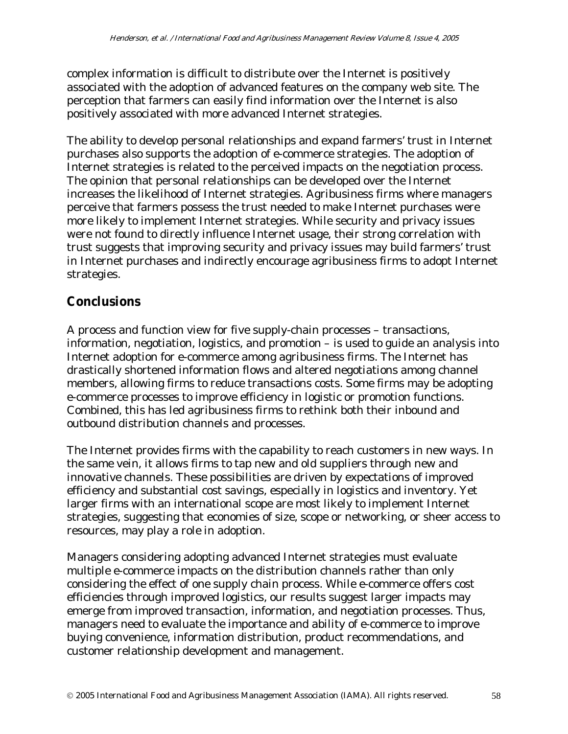complex information is difficult to distribute over the Internet is positively associated with the adoption of advanced features on the company web site. The perception that farmers can easily find information over the Internet is also positively associated with more advanced Internet strategies.

The ability to develop personal relationships and expand farmers' trust in Internet purchases also supports the adoption of e-commerce strategies. The adoption of Internet strategies is related to the perceived impacts on the negotiation process. The opinion that personal relationships can be developed over the Internet increases the likelihood of Internet strategies. Agribusiness firms where managers perceive that farmers possess the trust needed to make Internet purchases were more likely to implement Internet strategies. While security and privacy issues were not found to directly influence Internet usage, their strong correlation with trust suggests that improving security and privacy issues may build farmers' trust in Internet purchases and indirectly encourage agribusiness firms to adopt Internet strategies.

## Conclusions

A process and function view for five supply-chain processes – transactions, information, negotiation, logistics, and promotion – is used to guide an analysis into Internet adoption for e-commerce among agribusiness firms. The Internet has drastically shortened information flows and altered negotiations among channel members, allowing firms to reduce transactions costs. Some firms may be adopting e-commerce processes to improve efficiency in logistic or promotion functions. Combined, this has led agribusiness firms to rethink both their inbound and outbound distribution channels and processes.

The Internet provides firms with the capability to reach customers in new ways. In the same vein, it allows firms to tap new and old suppliers through new and innovative channels. These possibilities are driven by expectations of improved efficiency and substantial cost savings, especially in logistics and inventory. Yet larger firms with an international scope are most likely to implement Internet strategies, suggesting that economies of size, scope or networking, or sheer access to resources, may play a role in adoption.

Managers considering adopting advanced Internet strategies must evaluate multiple e-commerce impacts on the distribution channels rather than only considering the effect of one supply chain process. While e-commerce offers cost efficiencies through improved logistics, our results suggest larger impacts may emerge from improved transaction, information, and negotiation processes. Thus, managers need to evaluate the importance and ability of e-commerce to improve buying convenience, information distribution, product recommendations, and customer relationship development and management.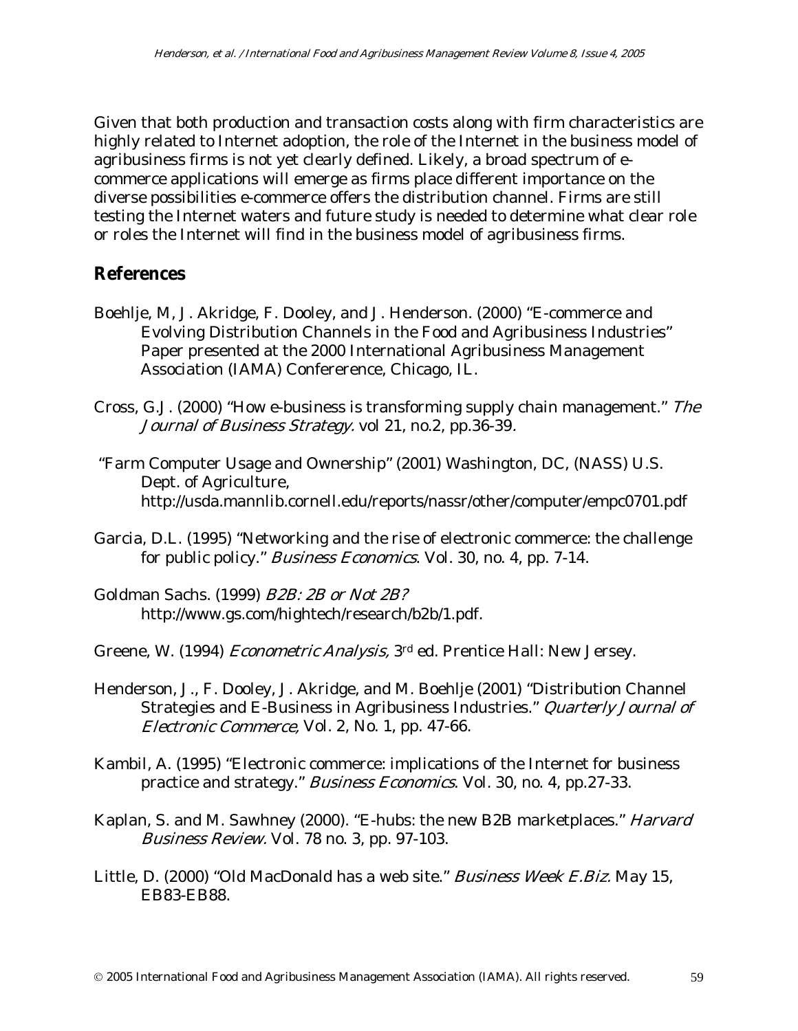Given that both production and transaction costs along with firm characteristics are highly related to Internet adoption, the role of the Internet in the business model of agribusiness firms is not yet clearly defined. Likely, a broad spectrum of e-commerce applications will emerge as firms place different importance on the diverse possibilities e-commerce offers the distribution channel. Firms are still testing the Internet waters and future study is needed to determine what clear role or roles the Internet will find in the business model of agribusiness firms.

## References

Boehlje, M, J. Akridge, F. Dooley, and J. Henderson. (2000) "E-commerce and Evolving Distribution Channels in the Food and Agribusiness Industries" Paper presented at the 2000 International Agribusiness Management Association (IAMA) Confererence, Chicago, IL.

Cross, G.J. (2000) "How e-business is transforming supply chain management." *The Journal of Business Strategy.* vol 21, no.2, pp.36-39.

"Farm Computer Usage and Ownership" (2001) Washington, DC, (NASS) U.S. Dept. of Agriculture, http://usda.mannlib.cornell.edu/reports/nassr/other/computer/empc0701.pdf

Garcia, D.L. (1995) "Networking and the rise of electronic commerce: the challenge for public policy." *Business Economics*. Vol. 30, no. 4, pp. 7-14.

Goldman Sachs. (1999) *B2B: 2B or Not 2B?* http://www.gs.com/hightech/research/b2b/1.pdf.

Greene, W. (1994) *Econometric Analysis,* 3rd ed. Prentice Hall: New Jersey.

Henderson, J., F. Dooley, J. Akridge, and M. Boehlje (2001) "Distribution Channel Strategies and E-Business in Agribusiness Industries." *Quarterly Journal of Electronic Commerce,* Vol. 2, No. 1, pp. 47-66.

Kambil, A. (1995) "Electronic commerce: implications of the Internet for business practice and strategy." *Business Economics*. Vol. 30, no. 4, pp.27-33.

Kaplan, S. and M. Sawhney (2000). "E-hubs: the new B2B marketplaces." *Harvard Business Review.* Vol. 78 no. 3, pp. 97-103.

Little, D. (2000) "Old MacDonald has a web site." *Business Week E.Biz.* May 15, EB83-EB88.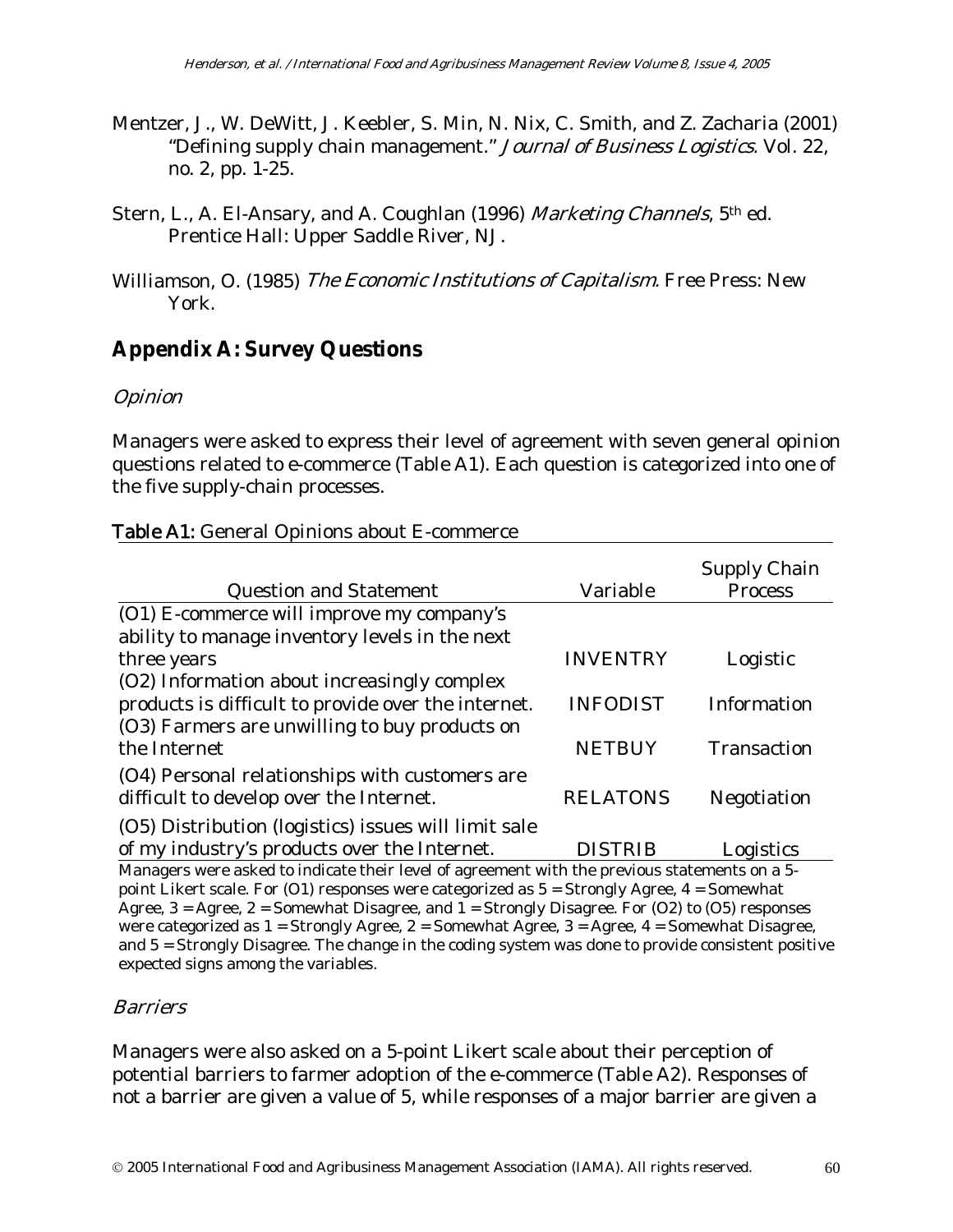Mentzer, J., W. DeWitt, J. Keebler, S. Min, N. Nix, C. Smith, and Z. Zacharia (2001) "Defining supply chain management." *Journal of Business Logistics*. Vol. 22, no. 2, pp. 1-25.

Stern, L., A. El-Ansary, and A. Coughlan (1996) *Marketing Channels*, 5th ed. Prentice Hall: Upper Saddle River, NJ.

Williamson, O. (1985) *The Economic Institutions of Capitalism*. Free Press: New York.

## Appendix A: Survey Questions

### *Opinion*

Managers were asked to express their level of agreement with seven general opinion questions related to e-commerce (Table A1). Each question is categorized into one of the five supply-chain processes.

**Table A1:** General Opinions about E-commerce

| Question and Statement | Variable | Supply Chain Process |
|---|---|---|
| (O1) E-commerce will improve my company's ability to manage inventory levels in the next three years | INVENTRY | Logistic |
| (O2) Information about increasingly complex products is difficult to provide over the internet. | INFODIST | Information |
| (O3) Farmers are unwilling to buy products on the Internet | NETBUY | Transaction |
| (O4) Personal relationships with customers are difficult to develop over the Internet. | RELATONS | Negotiation |
| (O5) Distribution (logistics) issues will limit sale of my industry's products over the Internet. | DISTRIB | Logistics |

Managers were asked to indicate their level of agreement with the previous statements on a 5-point Likert scale. For (O1) responses were categorized as 5 = Strongly Agree, 4 = Somewhat Agree, 3 = Agree, 2 = Somewhat Disagree, and 1 = Strongly Disagree. For (O2) to (O5) responses were categorized as 1 = Strongly Agree, 2 = Somewhat Agree, 3 = Agree, 4 = Somewhat Disagree, and 5 = Strongly Disagree. The change in the coding system was done to provide consistent positive expected signs among the variables.

### *Barriers*

Managers were also asked on a 5-point Likert scale about their perception of potential barriers to farmer adoption of the e-commerce (Table A2). Responses of not a barrier are given a value of 5, while responses of a major barrier are given a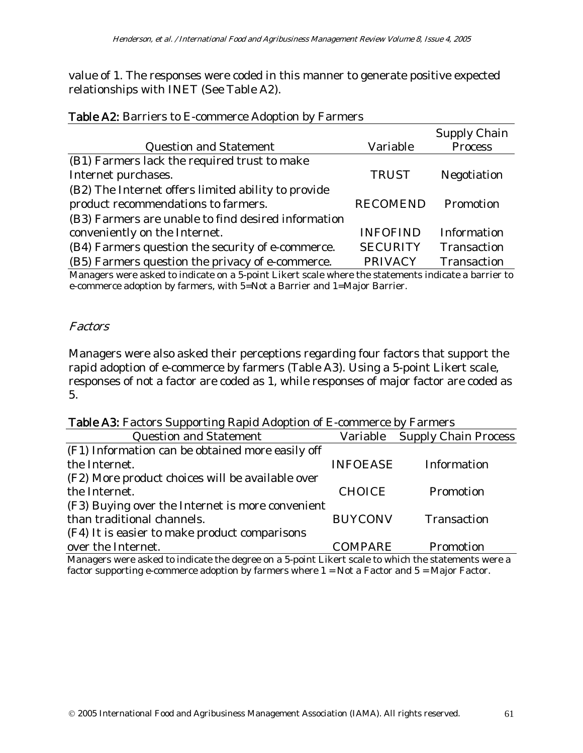value of 1. The responses were coded in this manner to generate positive expected relationships with INET (See Table A2).

**Table A2:** Barriers to E-commerce Adoption by Farmers

| Question and Statement | Variable | Supply Chain Process |
|---|---|---|
| (B1) Farmers lack the required trust to make Internet purchases. | TRUST | Negotiation |
| (B2) The Internet offers limited ability to provide product recommendations to farmers. | RECOMEND | Promotion |
| (B3) Farmers are unable to find desired information conveniently on the Internet. | INFOFIND | Information |
| (B4) Farmers question the security of e-commerce. | SECURITY | Transaction |
| (B5) Farmers question the privacy of e-commerce. | PRIVACY | Transaction |

Managers were asked to indicate on a 5-point Likert scale where the statements indicate a barrier to e-commerce adoption by farmers, with 5=Not a Barrier and 1=Major Barrier.

*Factors*

Managers were also asked their perceptions regarding four factors that support the rapid adoption of e-commerce by farmers (Table A3). Using a 5-point Likert scale, responses of not a factor are coded as 1, while responses of major factor are coded as 5.

**Table A3:** Factors Supporting Rapid Adoption of E-commerce by Farmers

| Question and Statement | Variable | Supply Chain Process |
|---|---|---|
| (F1) Information can be obtained more easily off the Internet. | INFOEASE | Information |
| (F2) More product choices will be available over the Internet. | CHOICE | Promotion |
| (F3) Buying over the Internet is more convenient than traditional channels. | BUYCONV | Transaction |
| (F4) It is easier to make product comparisons over the Internet. | COMPARE | Promotion |

Managers were asked to indicate the degree on a 5-point Likert scale to which the statements were a factor supporting e-commerce adoption by farmers where 1 = Not a Factor and 5 = Major Factor.